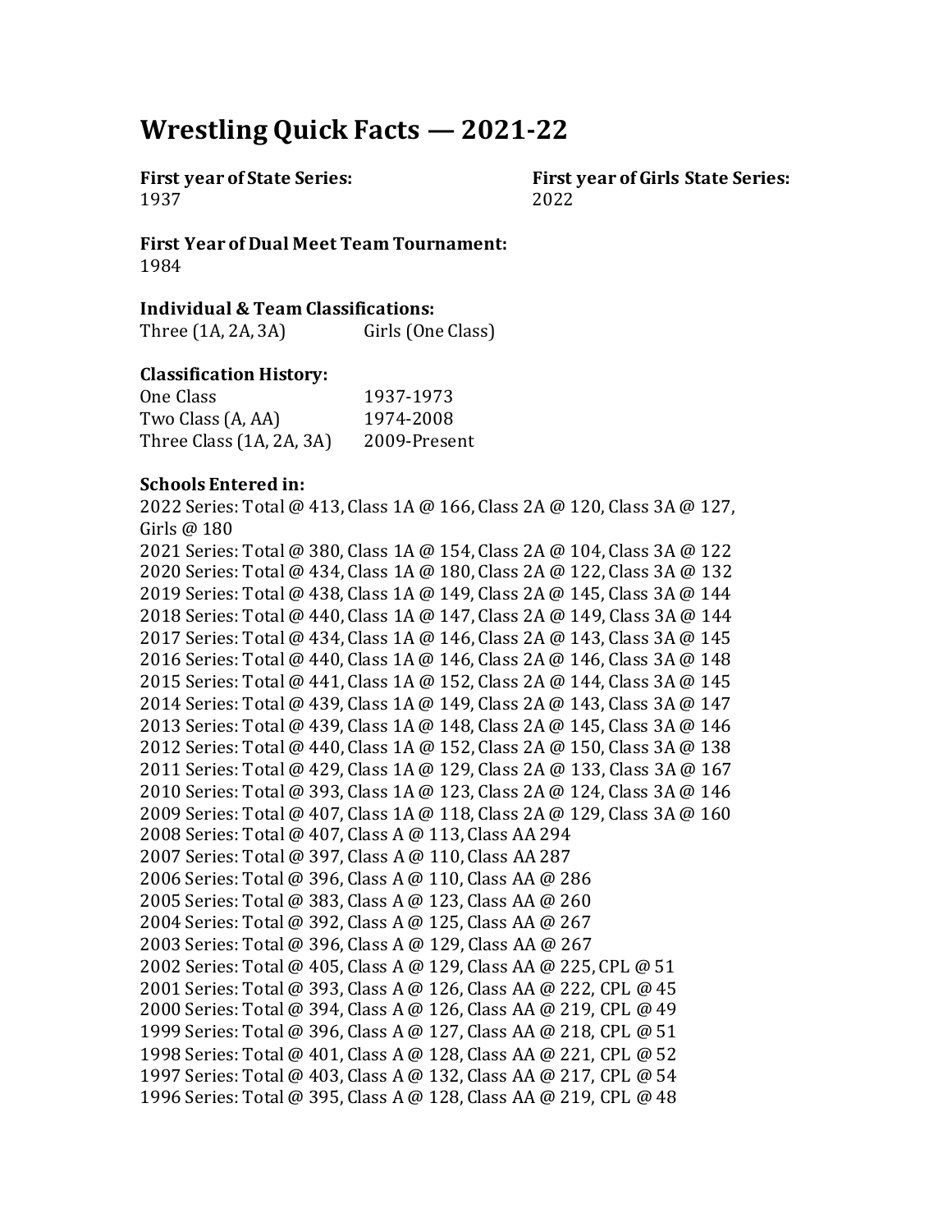# Wrestling Quick Facts — 2021-22

**First year of State Series:**
1937

**First year of Girls State Series:**
2022

**First Year of Dual Meet Team Tournament:**
1984

**Individual & Team Classifications:**
Three (1A, 2A, 3A)    Girls (One Class)

**Classification History:**

| | |
|---|---|
| One Class | 1937-1973 |
| Two Class (A, AA) | 1974-2008 |
| Three Class (1A, 2A, 3A) | 2009-Present |

**Schools Entered in:**

2022 Series: Total @ 413, Class 1A @ 166, Class 2A @ 120, Class 3A @ 127, Girls @ 180
2021 Series: Total @ 380, Class 1A @ 154, Class 2A @ 104, Class 3A @ 122
2020 Series: Total @ 434, Class 1A @ 180, Class 2A @ 122, Class 3A @ 132
2019 Series: Total @ 438, Class 1A @ 149, Class 2A @ 145, Class 3A @ 144
2018 Series: Total @ 440, Class 1A @ 147, Class 2A @ 149, Class 3A @ 144
2017 Series: Total @ 434, Class 1A @ 146, Class 2A @ 143, Class 3A @ 145
2016 Series: Total @ 440, Class 1A @ 146, Class 2A @ 146, Class 3A @ 148
2015 Series: Total @ 441, Class 1A @ 152, Class 2A @ 144, Class 3A @ 145
2014 Series: Total @ 439, Class 1A @ 149, Class 2A @ 143, Class 3A @ 147
2013 Series: Total @ 439, Class 1A @ 148, Class 2A @ 145, Class 3A @ 146
2012 Series: Total @ 440, Class 1A @ 152, Class 2A @ 150, Class 3A @ 138
2011 Series: Total @ 429, Class 1A @ 129, Class 2A @ 133, Class 3A @ 167
2010 Series: Total @ 393, Class 1A @ 123, Class 2A @ 124, Class 3A @ 146
2009 Series: Total @ 407, Class 1A @ 118, Class 2A @ 129, Class 3A @ 160
2008 Series: Total @ 407, Class A @ 113, Class AA 294
2007 Series: Total @ 397, Class A @ 110, Class AA 287
2006 Series: Total @ 396, Class A @ 110, Class AA @ 286
2005 Series: Total @ 383, Class A @ 123, Class AA @ 260
2004 Series: Total @ 392, Class A @ 125, Class AA @ 267
2003 Series: Total @ 396, Class A @ 129, Class AA @ 267
2002 Series: Total @ 405, Class A @ 129, Class AA @ 225, CPL @ 51
2001 Series: Total @ 393, Class A @ 126, Class AA @ 222, CPL @ 45
2000 Series: Total @ 394, Class A @ 126, Class AA @ 219, CPL @ 49
1999 Series: Total @ 396, Class A @ 127, Class AA @ 218, CPL @ 51
1998 Series: Total @ 401, Class A @ 128, Class AA @ 221, CPL @ 52
1997 Series: Total @ 403, Class A @ 132, Class AA @ 217, CPL @ 54
1996 Series: Total @ 395, Class A @ 128, Class AA @ 219, CPL @ 48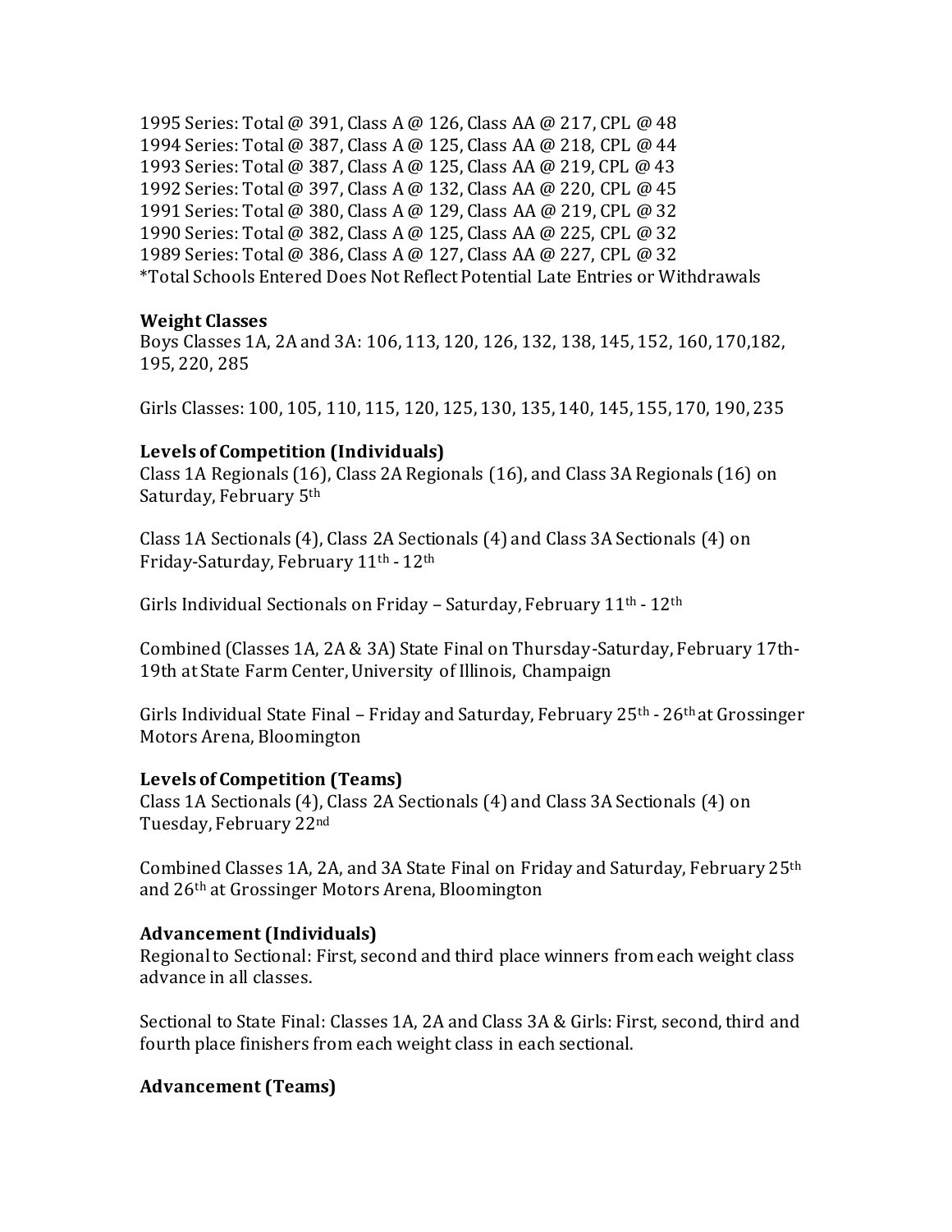1995 Series: Total @ 391, Class A @ 126, Class AA @ 217, CPL @ 48
1994 Series: Total @ 387, Class A @ 125, Class AA @ 218, CPL @ 44
1993 Series: Total @ 387, Class A @ 125, Class AA @ 219, CPL @ 43
1992 Series: Total @ 397, Class A @ 132, Class AA @ 220, CPL @ 45
1991 Series: Total @ 380, Class A @ 129, Class AA @ 219, CPL @ 32
1990 Series: Total @ 382, Class A @ 125, Class AA @ 225, CPL @ 32
1989 Series: Total @ 386, Class A @ 127, Class AA @ 227, CPL @ 32
*Total Schools Entered Does Not Reflect Potential Late Entries or Withdrawals

**Weight Classes**
Boys Classes 1A, 2A and 3A: 106, 113, 120, 126, 132, 138, 145, 152, 160, 170,182, 195, 220, 285

Girls Classes: 100, 105, 110, 115, 120, 125, 130, 135, 140, 145, 155, 170, 190, 235

**Levels of Competition (Individuals)**
Class 1A Regionals (16), Class 2A Regionals (16), and Class 3A Regionals (16) on Saturday, February 5th

Class 1A Sectionals (4), Class 2A Sectionals (4) and Class 3A Sectionals (4) on Friday-Saturday, February 11th - 12th

Girls Individual Sectionals on Friday – Saturday, February 11th - 12th

Combined (Classes 1A, 2A & 3A) State Final on Thursday-Saturday, February 17th-19th at State Farm Center, University of Illinois, Champaign

Girls Individual State Final – Friday and Saturday, February 25th - 26th at Grossinger Motors Arena, Bloomington

**Levels of Competition (Teams)**
Class 1A Sectionals (4), Class 2A Sectionals (4) and Class 3A Sectionals (4) on Tuesday, February 22nd

Combined Classes 1A, 2A, and 3A State Final on Friday and Saturday, February 25th and 26th at Grossinger Motors Arena, Bloomington

**Advancement (Individuals)**
Regional to Sectional: First, second and third place winners from each weight class advance in all classes.

Sectional to State Final: Classes 1A, 2A and Class 3A & Girls: First, second, third and fourth place finishers from each weight class in each sectional.

**Advancement (Teams)**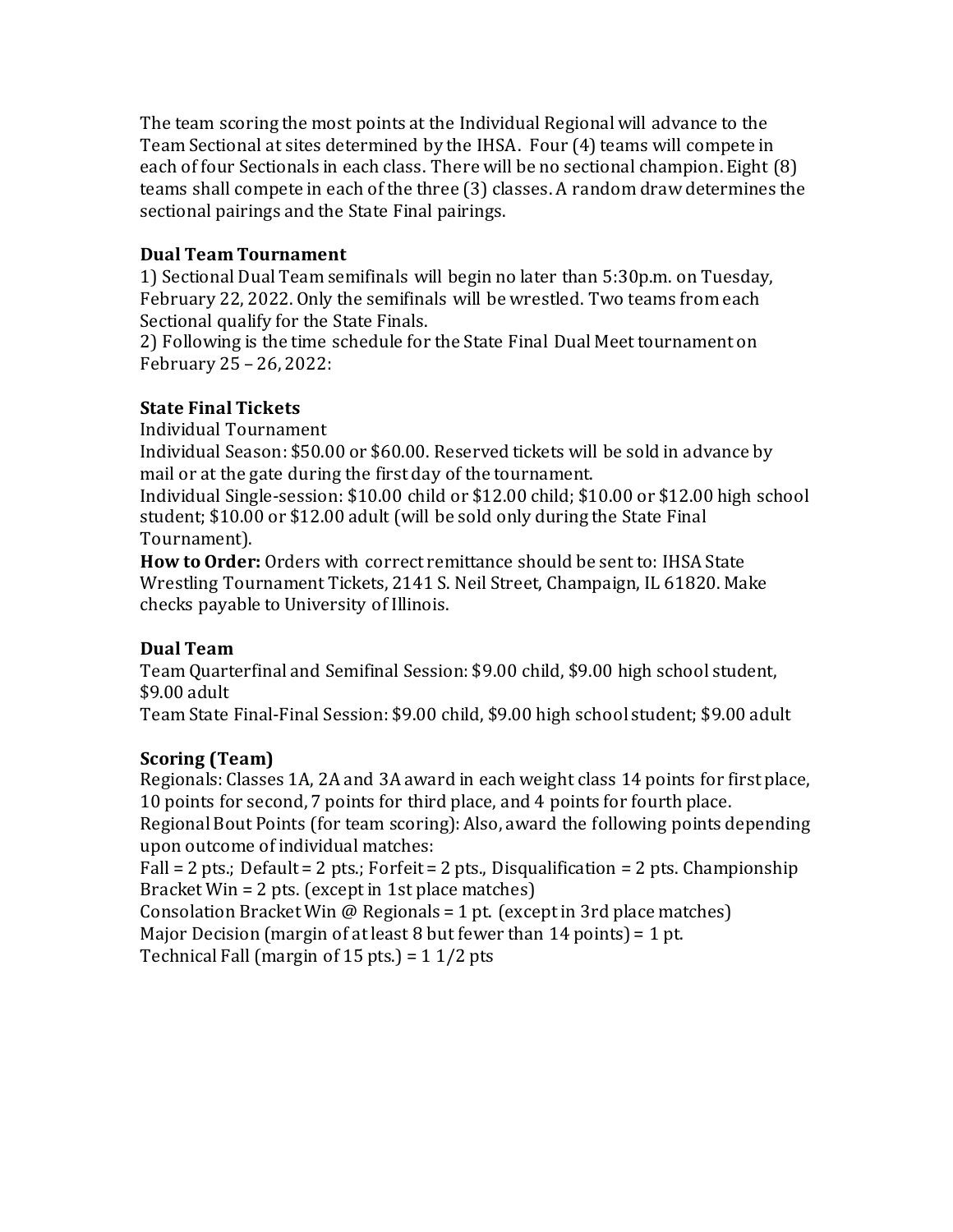The team scoring the most points at the Individual Regional will advance to the Team Sectional at sites determined by the IHSA. Four (4) teams will compete in each of four Sectionals in each class. There will be no sectional champion. Eight (8) teams shall compete in each of the three (3) classes. A random draw determines the sectional pairings and the State Final pairings.

**Dual Team Tournament**

1) Sectional Dual Team semifinals will begin no later than 5:30p.m. on Tuesday, February 22, 2022. Only the semifinals will be wrestled. Two teams from each Sectional qualify for the State Finals.

2) Following is the time schedule for the State Final Dual Meet tournament on February 25 – 26, 2022:

**State Final Tickets**

Individual Tournament

Individual Season: $50.00 or $60.00. Reserved tickets will be sold in advance by mail or at the gate during the first day of the tournament.

Individual Single-session: $10.00 child or $12.00 child; $10.00 or $12.00 high school student; $10.00 or $12.00 adult (will be sold only during the State Final Tournament).

**How to Order:** Orders with correct remittance should be sent to: IHSA State Wrestling Tournament Tickets, 2141 S. Neil Street, Champaign, IL 61820. Make checks payable to University of Illinois.

**Dual Team**

Team Quarterfinal and Semifinal Session: $9.00 child, $9.00 high school student, $9.00 adult

Team State Final-Final Session: $9.00 child, $9.00 high school student; $9.00 adult

**Scoring (Team)**

Regionals: Classes 1A, 2A and 3A award in each weight class 14 points for first place, 10 points for second, 7 points for third place, and 4 points for fourth place.

Regional Bout Points (for team scoring): Also, award the following points depending upon outcome of individual matches:

Fall = 2 pts.; Default = 2 pts.; Forfeit = 2 pts., Disqualification = 2 pts. Championship Bracket Win = 2 pts. (except in 1st place matches)

Consolation Bracket Win @ Regionals = 1 pt. (except in 3rd place matches)

Major Decision (margin of at least 8 but fewer than 14 points) = 1 pt.

Technical Fall (margin of 15 pts.) = 1 1/2 pts